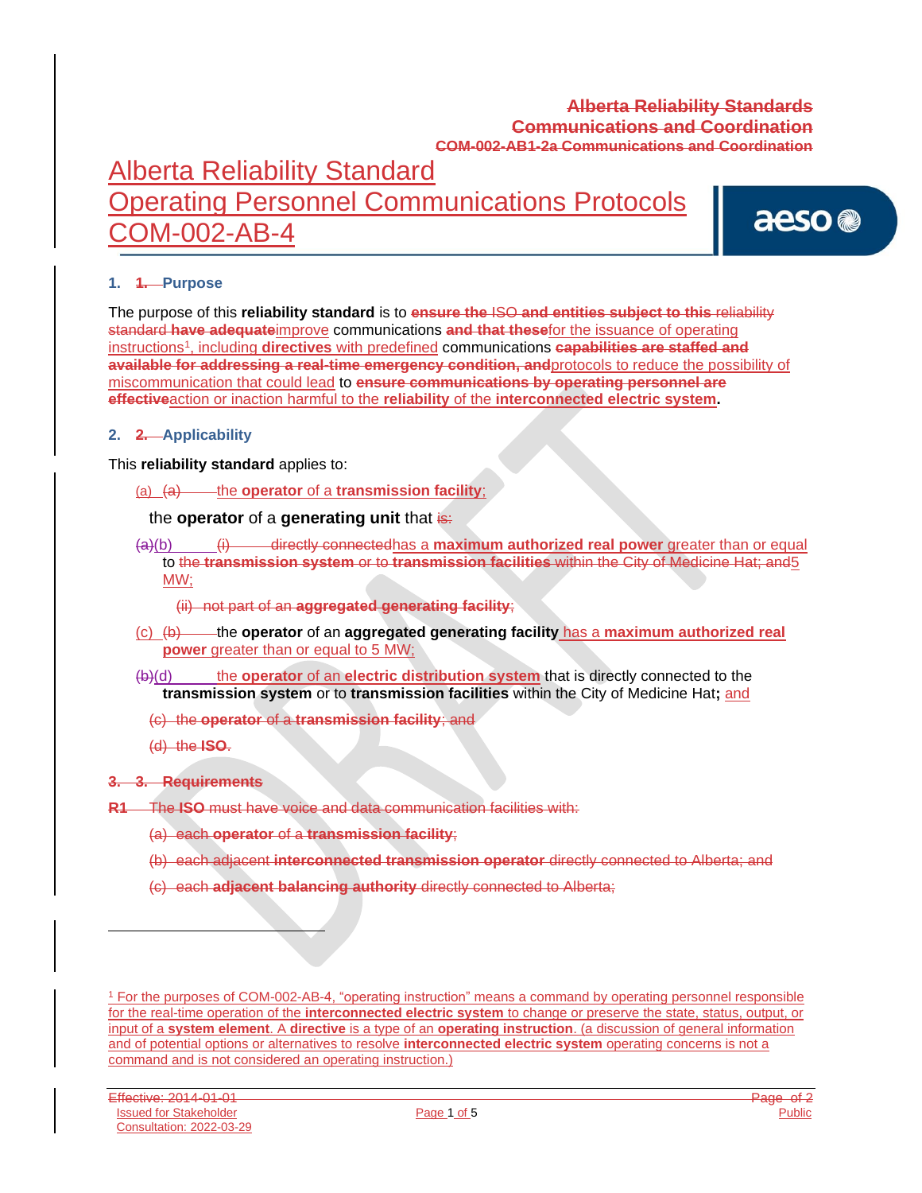~~Alberta Reliability Standards~~
~~Communications and Coordination~~
~~COM-002-AB1-2a Communications and Coordination~~

# Alberta Reliability Standard
# Operating Personnel Communications Protocols
# COM-002-AB-4

## 1. ~~1.~~ Purpose

The purpose of this **reliability standard** is to ~~**ensure the**~~ ~~ISO~~ ~~**and entities subject to this**~~ ~~reliability standard~~ ~~**have adequate**~~improve communications ~~**and that these**~~for the issuance of operating instructions[1], including **directives** with predefined communications ~~**capabilities are staffed and available for addressing a real-time emergency condition, and**~~protocols to reduce the possibility of miscommunication that could lead to ~~**ensure communications by operating personnel are effective**~~action or inaction harmful to the **reliability** of the **interconnected electric system**.

## 2. ~~2.~~ Applicability

This **reliability standard** applies to:

(a) ~~(a)~~ the **operator** of a **transmission facility**;

the **operator** of a **generating unit** that ~~is:~~

~~(a)~~(b) ~~(i)~~ ~~directly connected~~has a **maximum authorized real power** greater than or equal to ~~the~~ ~~**transmission system**~~ ~~or to~~ ~~**transmission facilities**~~ ~~within the City of Medicine Hat; and~~5 MW;

~~(ii) not part of an **aggregated generating facility**;~~

(c) ~~(b)~~ the **operator** of an **aggregated generating facility** has a **maximum authorized real power** greater than or equal to 5 MW;

~~(b)~~(d) the **operator** of an **electric distribution system** that is directly connected to the **transmission system** or to **transmission facilities** within the City of Medicine Hat**;** and

~~(c) the **operator** of a **transmission facility**; and~~

~~(d) the **ISO**.~~

~~**3. 3. Requirements**~~

~~**R1** The **ISO** must have voice and data communication facilities with:~~

~~(a) each **operator** of a **transmission facility**;~~

~~(b) each adjacent **interconnected transmission operator** directly connected to Alberta; and~~

~~(c) each **adjacent balancing authority** directly connected to Alberta;~~

---

[1] For the purposes of COM-002-AB-4, "operating instruction" means a command by operating personnel responsible for the real-time operation of the **interconnected electric system** to change or preserve the state, status, output, or input of a **system element**. A **directive** is a type of an **operating instruction**. (a discussion of general information and of potential options or alternatives to resolve **interconnected electric system** operating concerns is not a command and is not considered an operating instruction.)

~~Effective: 2014-01-01~~
Issued for Stakeholder Consultation: 2022-03-29
Public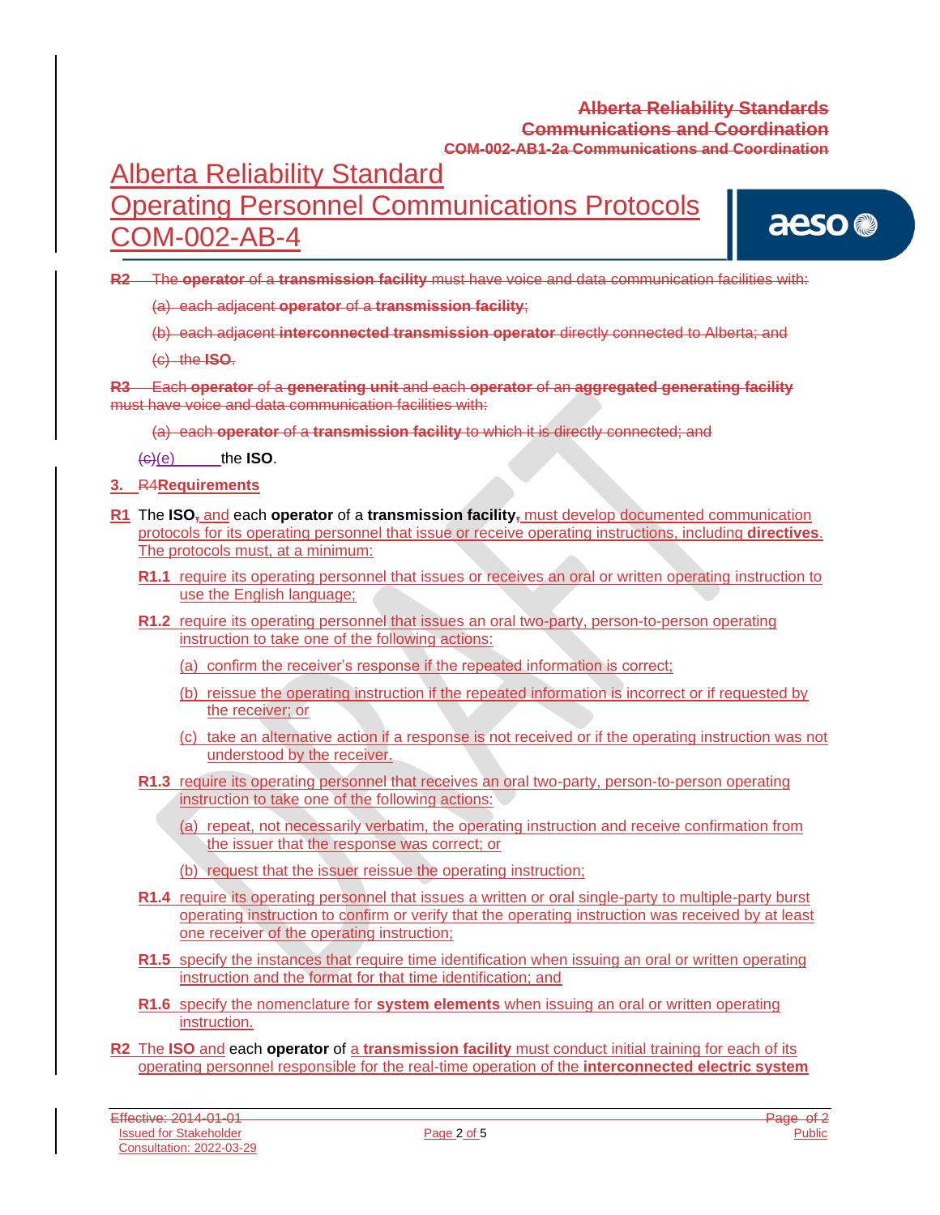R2 The **operator** of a **transmission facility** must have voice and data communication facilities with:

(a) each adjacent **operator** of a **transmission facility**;

(b) each adjacent **interconnected transmission operator** directly connected to Alberta; and

(c) the **ISO**.

R3 Each **operator** of a **generating unit** and each **operator** of an **aggregated generating facility** must have voice and data communication facilities with:

(a) each **operator** of a **transmission facility** to which it is directly connected; and

(c)(e) the **ISO**.

## 3. R4Requirements

**R1** The **ISO**, and each **operator** of a **transmission facility**, must develop documented communication protocols for its operating personnel that issue or receive operating instructions, including **directives**. The protocols must, at a minimum:

**R1.1** require its operating personnel that issues or receives an oral or written operating instruction to use the English language;

**R1.2** require its operating personnel that issues an oral two-party, person-to-person operating instruction to take one of the following actions:

(a) confirm the receiver's response if the repeated information is correct;

(b) reissue the operating instruction if the repeated information is incorrect or if requested by the receiver; or

(c) take an alternative action if a response is not received or if the operating instruction was not understood by the receiver.

**R1.3** require its operating personnel that receives an oral two-party, person-to-person operating instruction to take one of the following actions:

(a) repeat, not necessarily verbatim, the operating instruction and receive confirmation from the issuer that the response was correct; or

(b) request that the issuer reissue the operating instruction;

**R1.4** require its operating personnel that issues a written or oral single-party to multiple-party burst operating instruction to confirm or verify that the operating instruction was received by at least one receiver of the operating instruction;

**R1.5** specify the instances that require time identification when issuing an oral or written operating instruction and the format for that time identification; and

**R1.6** specify the nomenclature for **system elements** when issuing an oral or written operating instruction.

**R2** The **ISO** and each **operator** of a **transmission facility** must conduct initial training for each of its operating personnel responsible for the real-time operation of the **interconnected electric system**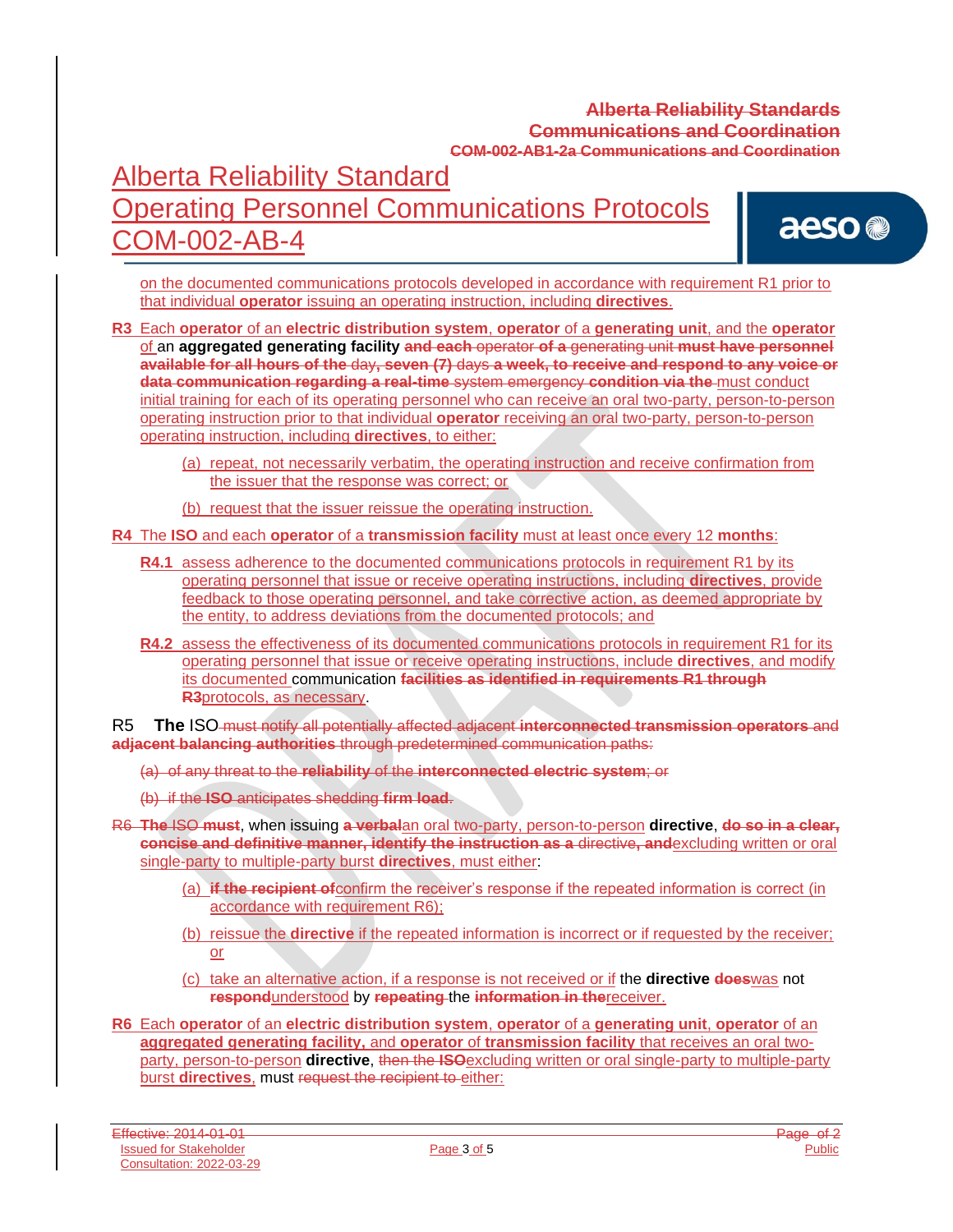on the documented communications protocols developed in accordance with requirement R1 prior to that individual **operator** issuing an operating instruction, including **directives**.

**R3** Each **operator** of an **electric distribution system**, **operator** of a **generating unit**, and the **operator** of an **aggregated generating facility** ~~and each operator of a generating unit must have personnel available for all hours of the day, seven (7) days a week, to receive and respond to any voice or data communication regarding a real-time system emergency condition via the~~ must conduct initial training for each of its operating personnel who can receive an oral two-party, person-to-person operating instruction prior to that individual **operator** receiving an oral two-party, person-to-person operating instruction, including **directives**, to either:

(a) repeat, not necessarily verbatim, the operating instruction and receive confirmation from the issuer that the response was correct; or

(b) request that the issuer reissue the operating instruction.

**R4** The **ISO** and each **operator** of a **transmission facility** must at least once every 12 **months**:

**R4.1** assess adherence to the documented communications protocols in requirement R1 by its operating personnel that issue or receive operating instructions, including **directives**, provide feedback to those operating personnel, and take corrective action, as deemed appropriate by the entity, to address deviations from the documented protocols; and

**R4.2** assess the effectiveness of its documented communications protocols in requirement R1 for its operating personnel that issue or receive operating instructions, include **directives**, and modify its documented communication ~~facilities as identified in requirements R1 through R3~~protocols, as necessary.

R5 **The** ISO ~~must notify all potentially affected adjacent **interconnected transmission operators** and **adjacent balancing authorities** through predetermined communication paths:~~

~~(a) of any threat to the **reliability** of the **interconnected electric system**; or~~

~~(b) if the **ISO** anticipates shedding **firm load**.~~

~~R6 The ISO must~~, when issuing ~~a verbal~~an oral two-party, person-to-person **directive**, ~~do so in a clear, concise and definitive manner, identify the instruction as a directive, and~~excluding written or oral single-party to multiple-party burst **directives**, must either:

(a) ~~if the recipient of~~confirm the receiver's response if the repeated information is correct (in accordance with requirement R6);

(b) reissue the **directive** if the repeated information is incorrect or if requested by the receiver; or

(c) take an alternative action, if a response is not received or if the **directive** ~~does~~was not ~~respond~~understood by ~~repeating~~ the ~~information in the~~receiver.

**R6** Each **operator** of an **electric distribution system**, **operator** of a **generating unit**, **operator** of an **aggregated generating facility**, and **operator** of **transmission facility** that receives an oral two-party, person-to-person **directive**, ~~then the ISO~~excluding written or oral single-party to multiple-party burst **directives**, must ~~request the recipient to~~ either: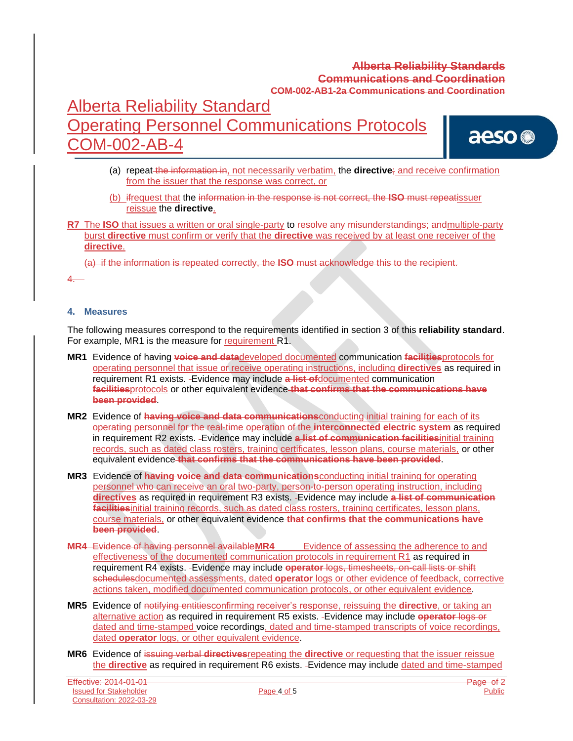(a) repeat ~~the information in~~, not necessarily verbatim, the **directive**~~;~~ and receive confirmation from the issuer that the response was correct, or

(b) ~~if~~request that the ~~information in the response is not correct, the **ISO** must repeat~~issuer reissue the **directive**.

**R7** The **ISO** that issues a written or oral single-party to ~~resolve any misunderstandings; and~~multiple-party burst **directive** must confirm or verify that the **directive** was received by at least one receiver of the **directive**.

~~(a) if the information is repeated correctly, the **ISO** must acknowledge this to the recipient.~~

~~4.~~

## 4. Measures

The following measures correspond to the requirements identified in section 3 of this **reliability standard**. For example, MR1 is the measure for requirement R1.

**MR1** Evidence of having ~~**voice and data**~~developed documented communication ~~**facilities**~~protocols for operating personnel that issue or receive operating instructions, including **directives** as required in requirement R1 exists. Evidence may include ~~**a list of**~~documented communication ~~**facilities**~~protocols or other equivalent evidence ~~**that confirms that the communications have been provided**~~.

**MR2** Evidence of ~~**having voice and data communications**~~conducting initial training for each of its operating personnel for the real-time operation of the **interconnected electric system** as required in requirement R2 exists. Evidence may include ~~**a list of communication facilities**~~initial training records, such as dated class rosters, training certificates, lesson plans, course materials, or other equivalent evidence ~~**that confirms that the communications have been provided**~~.

**MR3** Evidence of ~~**having voice and data communications**~~conducting initial training for operating personnel who can receive an oral two-party, person-to-person operating instruction, including **directives** as required in requirement R3 exists. Evidence may include ~~**a list of communication facilities**~~initial training records, such as dated class rosters, training certificates, lesson plans, course materials, or other equivalent evidence ~~**that confirms that the communications have been provided**~~.

~~**MR4** Evidence of having personnel available~~**MR4** Evidence of assessing the adherence to and effectiveness of the documented communication protocols in requirement R1 as required in requirement R4 exists. Evidence may include ~~**operator** logs, timesheets, on-call lists or shift schedules~~documented assessments, dated **operator** logs or other evidence of feedback, corrective actions taken, modified documented communication protocols, or other equivalent evidence.

**MR5** Evidence of ~~notifying entities~~confirming receiver's response, reissuing the **directive**, or taking an alternative action as required in requirement R5 exists. Evidence may include ~~**operator** logs or~~ dated and time-stamped voice recordings, dated and time-stamped transcripts of voice recordings, dated **operator** logs, or other equivalent evidence.

**MR6** Evidence of ~~issuing verbal **directives**~~repeating the **directive** or requesting that the issuer reissue the **directive** as required in requirement R6 exists. Evidence may include dated and time-stamped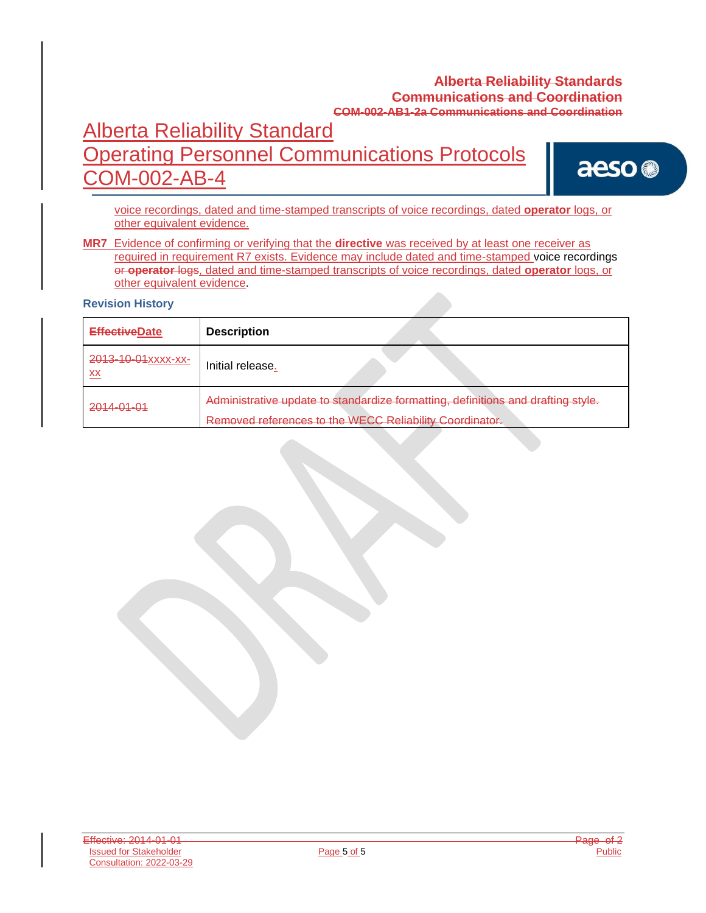voice recordings, dated and time-stamped transcripts of voice recordings, dated **operator** logs, or other equivalent evidence.

**MR7** Evidence of confirming or verifying that the **directive** was received by at least one receiver as required in requirement R7 exists. Evidence may include dated and time-stamped voice recordings or **operator** logs, dated and time-stamped transcripts of voice recordings, dated **operator** logs, or other equivalent evidence.

### Revision History

| EffectiveDate | Description |
|---|---|
| 2013-10-01xxxx-xx-xx | Initial release. |
| 2014-01-01 | Administrative update to standardize formatting, definitions and drafting style. Removed references to the WECC Reliability Coordinator. |